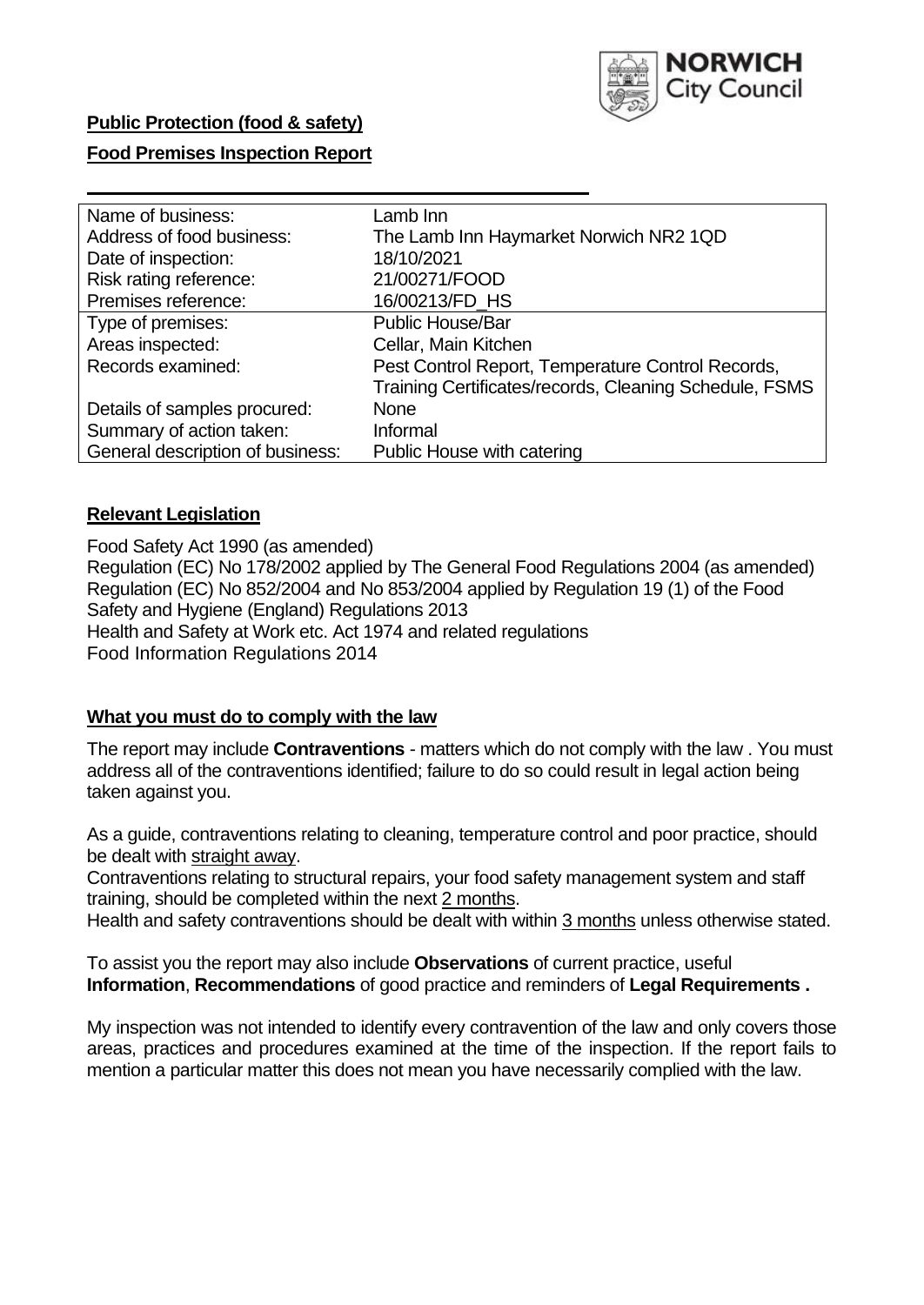**Public Protection (food & safety)**

**Food Premises Inspection Report**

| Name of business: | Lamb Inn |
|---|---|
| Address of food business: | The Lamb Inn Haymarket Norwich NR2 1QD |
| Date of inspection: | 18/10/2021 |
| Risk rating reference: | 21/00271/FOOD |
| Premises reference: | 16/00213/FD_HS |
| Type of premises: | Public House/Bar |
| Areas inspected: | Cellar, Main Kitchen |
| Records examined: | Pest Control Report, Temperature Control Records, Training Certificates/records, Cleaning Schedule, FSMS |
| Details of samples procured: | None |
| Summary of action taken: | Informal |
| General description of business: | Public House with catering |

## **Relevant Legislation**

Food Safety Act 1990 (as amended)
Regulation (EC) No 178/2002 applied by The General Food Regulations 2004 (as amended)
Regulation (EC) No 852/2004 and No 853/2004 applied by Regulation 19 (1) of the Food Safety and Hygiene (England) Regulations 2013
Health and Safety at Work etc. Act 1974 and related regulations
Food Information Regulations 2014

## **What you must do to comply with the law**

The report may include **Contraventions** - matters which do not comply with the law . You must address all of the contraventions identified; failure to do so could result in legal action being taken against you.

As a guide, contraventions relating to cleaning, temperature control and poor practice, should be dealt with straight away.
Contraventions relating to structural repairs, your food safety management system and staff training, should be completed within the next 2 months.
Health and safety contraventions should be dealt with within 3 months unless otherwise stated.

To assist you the report may also include **Observations** of current practice, useful **Information**, **Recommendations** of good practice and reminders of **Legal Requirements .**

My inspection was not intended to identify every contravention of the law and only covers those areas, practices and procedures examined at the time of the inspection. If the report fails to mention a particular matter this does not mean you have necessarily complied with the law.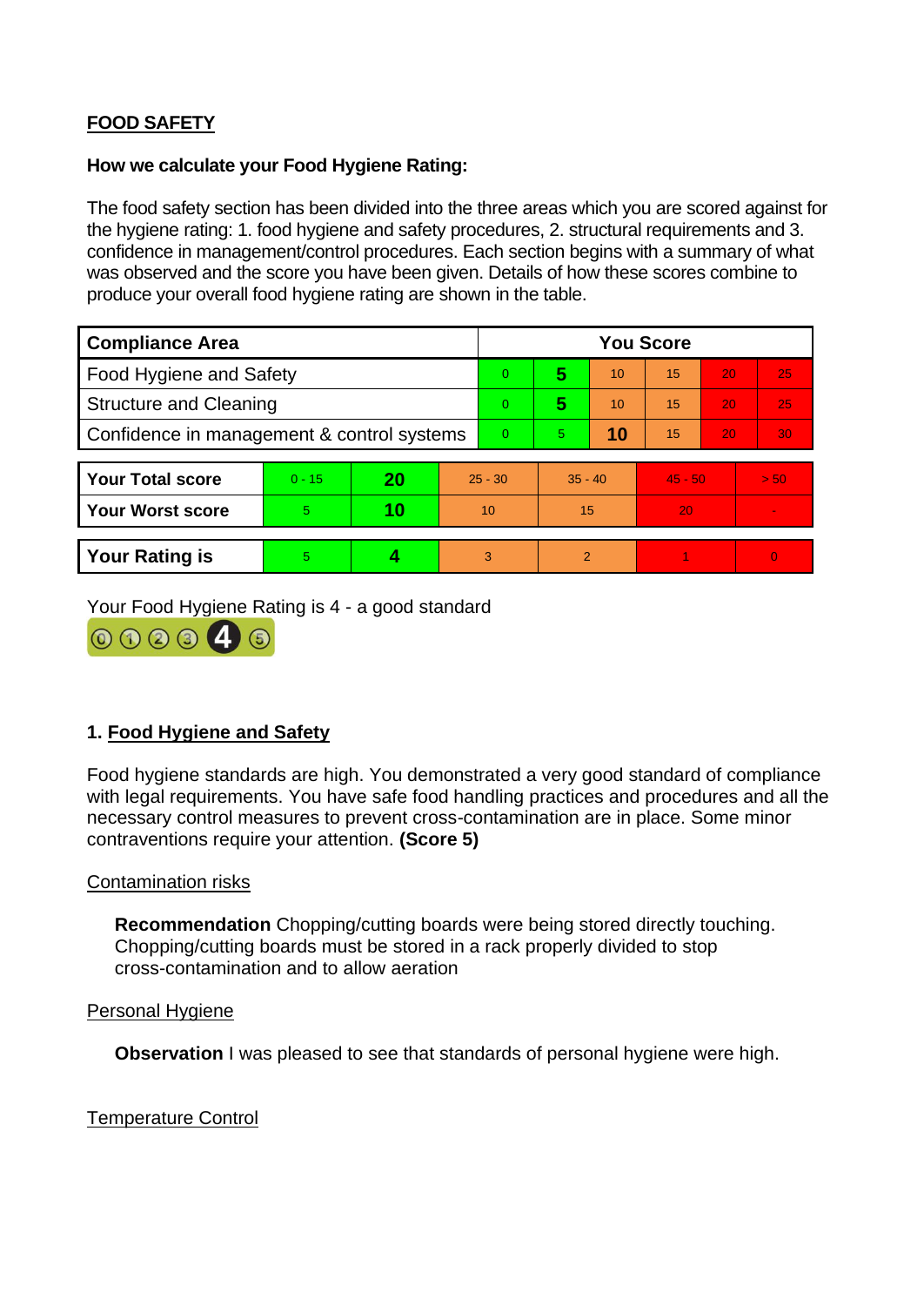**FOOD SAFETY**

**How we calculate your Food Hygiene Rating:**

The food safety section has been divided into the three areas which you are scored against for the hygiene rating: 1. food hygiene and safety procedures, 2. structural requirements and 3. confidence in management/control procedures. Each section begins with a summary of what was observed and the score you have been given. Details of how these scores combine to produce your overall food hygiene rating are shown in the table.

| Compliance Area | You Score | | | | | |
|---|---|---|---|---|---|---|
| Food Hygiene and Safety | 0 | **5** | 10 | 15 | 20 | 25 |
| Structure and Cleaning | 0 | **5** | 10 | 15 | 20 | 25 |
| Confidence in management & control systems | 0 | 5 | **10** | 15 | 20 | 30 |

| | | | | | | |
|---|---|---|---|---|---|---|
| **Your Total score** | 0 - 15 | **20** | 25 - 30 | 35 - 40 | 45 - 50 | > 50 |
| **Your Worst score** | 5 | **10** | 10 | 15 | 20 | - |

| | | | | | | |
|---|---|---|---|---|---|---|
| **Your Rating is** | 5 | **4** | 3 | 2 | 1 | 0 |

Your Food Hygiene Rating is 4 - a good standard

## 1. Food Hygiene and Safety

Food hygiene standards are high. You demonstrated a very good standard of compliance with legal requirements. You have safe food handling practices and procedures and all the necessary control measures to prevent cross-contamination are in place. Some minor contraventions require your attention. **(Score 5)**

### Contamination risks

**Recommendation** Chopping/cutting boards were being stored directly touching. Chopping/cutting boards must be stored in a rack properly divided to stop cross-contamination and to allow aeration

### Personal Hygiene

**Observation** I was pleased to see that standards of personal hygiene were high.

### Temperature Control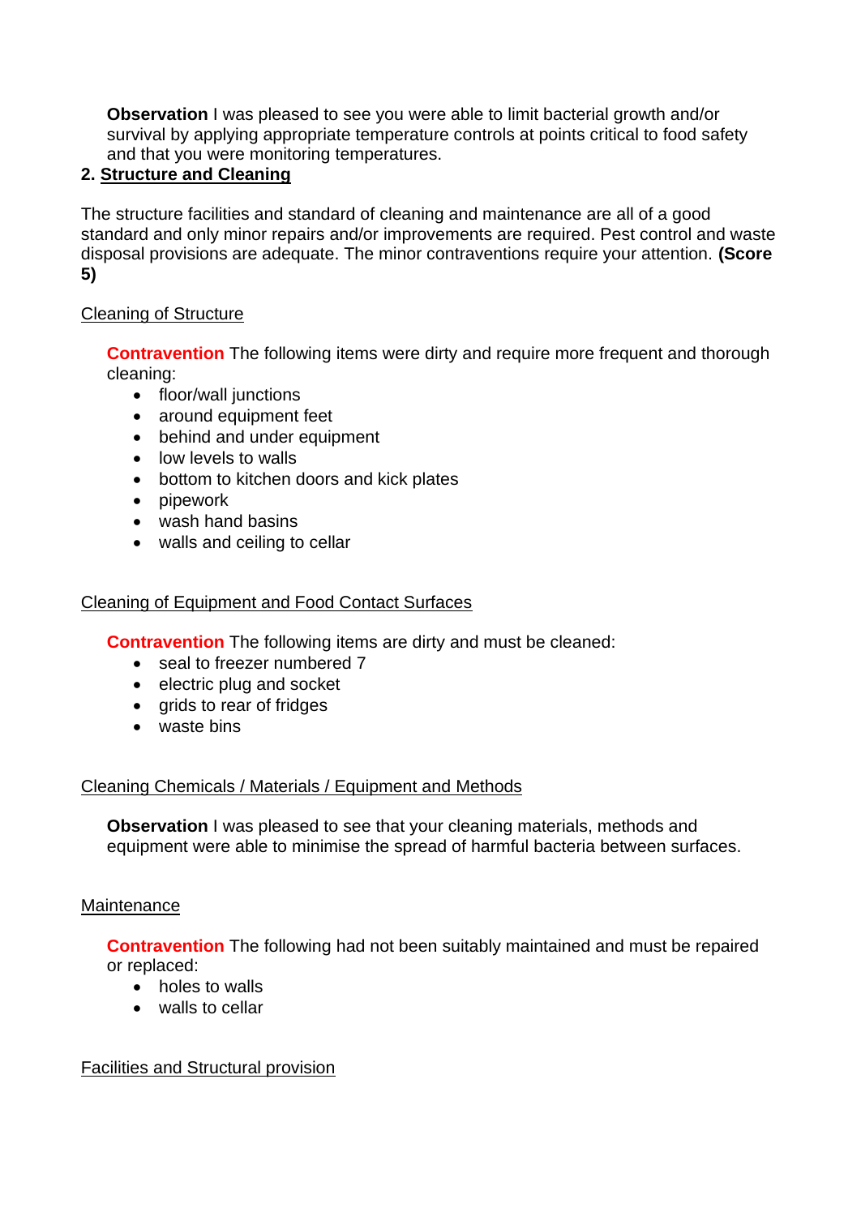**Observation** I was pleased to see you were able to limit bacterial growth and/or survival by applying appropriate temperature controls at points critical to food safety and that you were monitoring temperatures.

## 2. Structure and Cleaning

The structure facilities and standard of cleaning and maintenance are all of a good standard and only minor repairs and/or improvements are required. Pest control and waste disposal provisions are adequate. The minor contraventions require your attention. **(Score 5)**

### Cleaning of Structure

**Contravention** The following items were dirty and require more frequent and thorough cleaning:

- floor/wall junctions
- around equipment feet
- behind and under equipment
- low levels to walls
- bottom to kitchen doors and kick plates
- pipework
- wash hand basins
- walls and ceiling to cellar

### Cleaning of Equipment and Food Contact Surfaces

**Contravention** The following items are dirty and must be cleaned:

- seal to freezer numbered 7
- electric plug and socket
- grids to rear of fridges
- waste bins

### Cleaning Chemicals / Materials / Equipment and Methods

**Observation** I was pleased to see that your cleaning materials, methods and equipment were able to minimise the spread of harmful bacteria between surfaces.

### Maintenance

**Contravention** The following had not been suitably maintained and must be repaired or replaced:

- holes to walls
- walls to cellar

### Facilities and Structural provision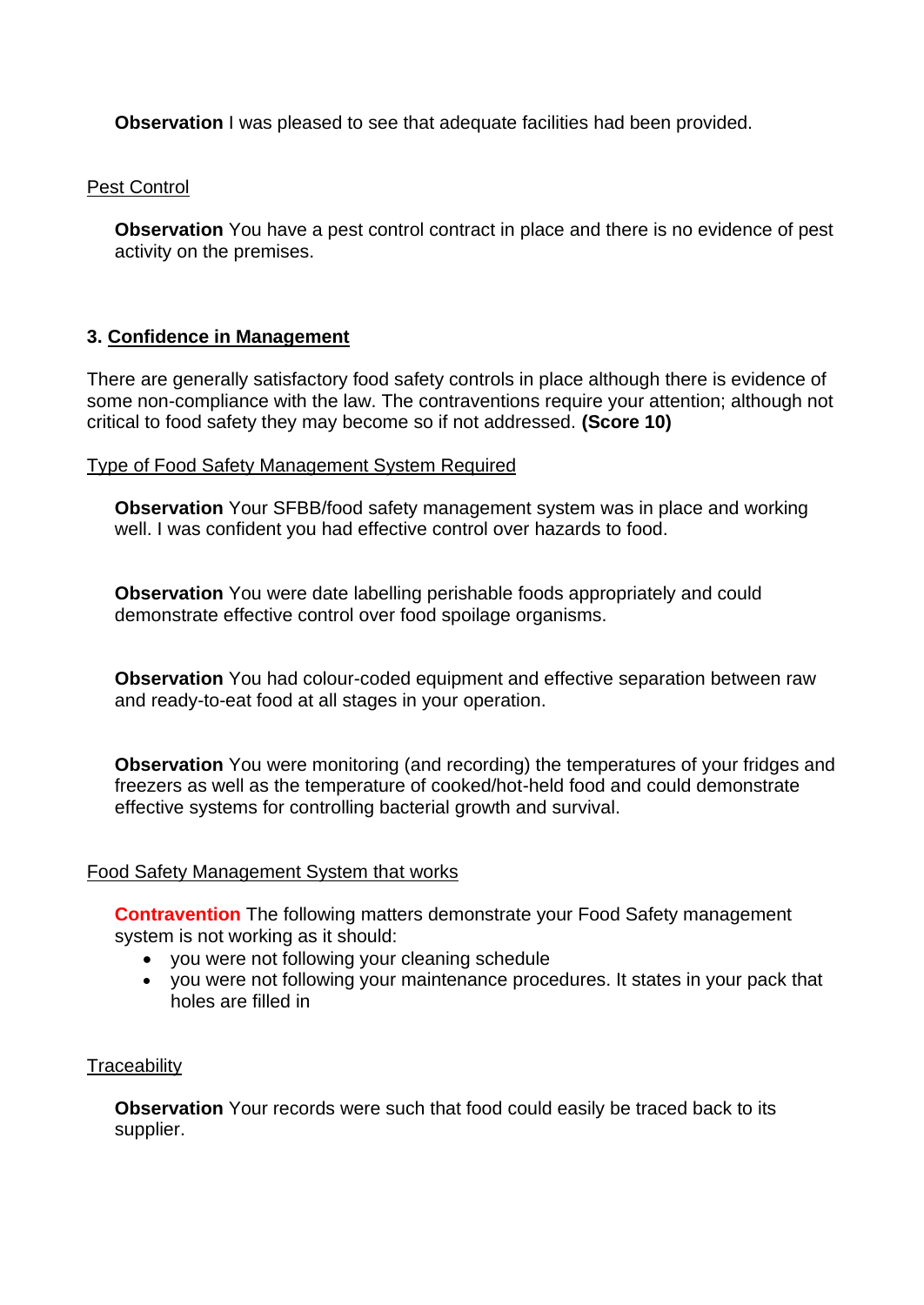**Observation** I was pleased to see that adequate facilities had been provided.

Pest Control

**Observation** You have a pest control contract in place and there is no evidence of pest activity on the premises.

### 3. Confidence in Management

There are generally satisfactory food safety controls in place although there is evidence of some non-compliance with the law. The contraventions require your attention; although not critical to food safety they may become so if not addressed. **(Score 10)**

Type of Food Safety Management System Required

**Observation** Your SFBB/food safety management system was in place and working well. I was confident you had effective control over hazards to food.

**Observation** You were date labelling perishable foods appropriately and could demonstrate effective control over food spoilage organisms.

**Observation** You had colour-coded equipment and effective separation between raw and ready-to-eat food at all stages in your operation.

**Observation** You were monitoring (and recording) the temperatures of your fridges and freezers as well as the temperature of cooked/hot-held food and could demonstrate effective systems for controlling bacterial growth and survival.

Food Safety Management System that works

**Contravention** The following matters demonstrate your Food Safety management system is not working as it should:

- you were not following your cleaning schedule
- you were not following your maintenance procedures. It states in your pack that holes are filled in

Traceability

**Observation** Your records were such that food could easily be traced back to its supplier.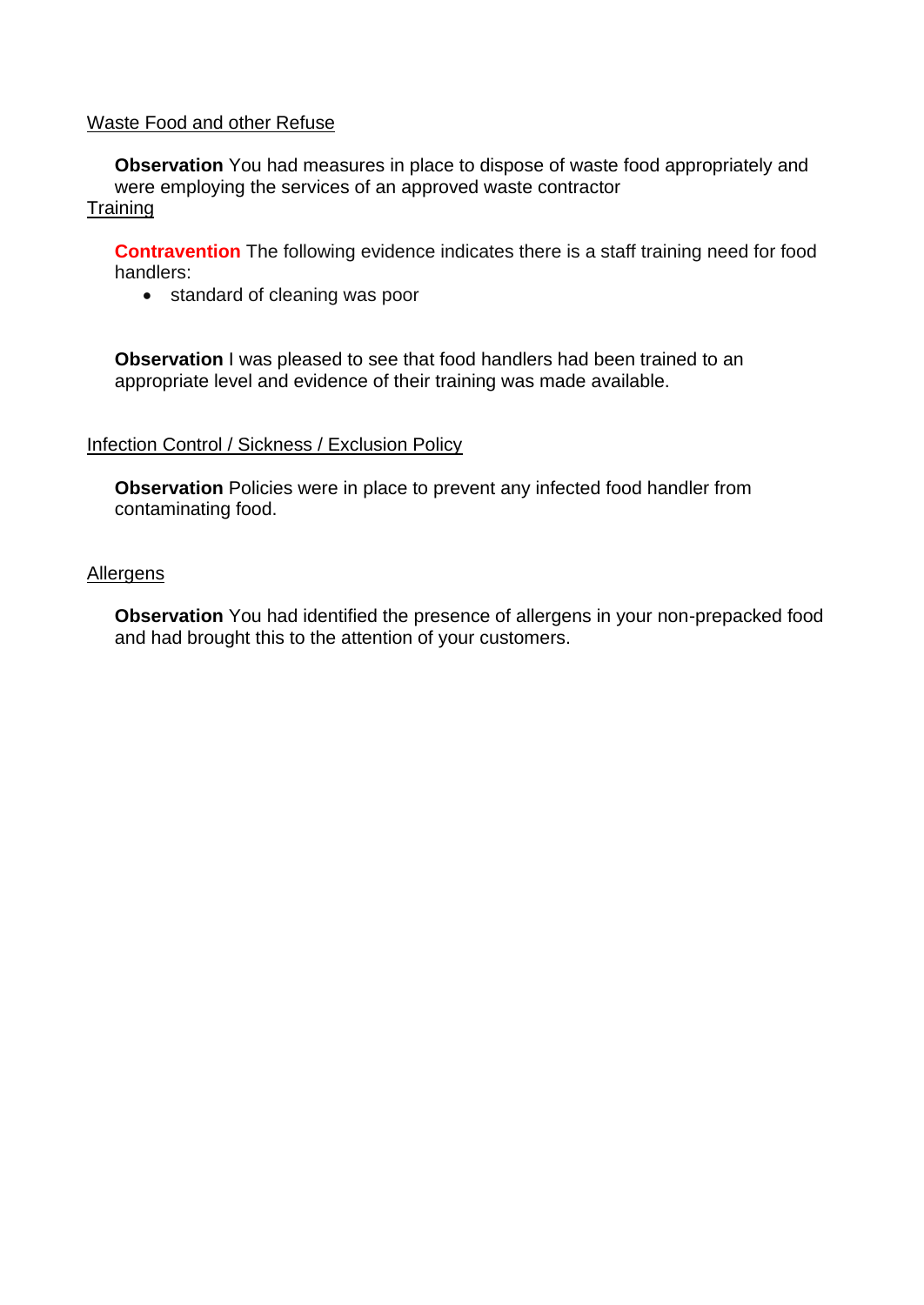Waste Food and other Refuse

**Observation** You had measures in place to dispose of waste food appropriately and were employing the services of an approved waste contractor

Training

**Contravention** The following evidence indicates there is a staff training need for food handlers:

- standard of cleaning was poor

**Observation** I was pleased to see that food handlers had been trained to an appropriate level and evidence of their training was made available.

Infection Control / Sickness / Exclusion Policy

**Observation** Policies were in place to prevent any infected food handler from contaminating food.

Allergens

**Observation** You had identified the presence of allergens in your non-prepacked food and had brought this to the attention of your customers.